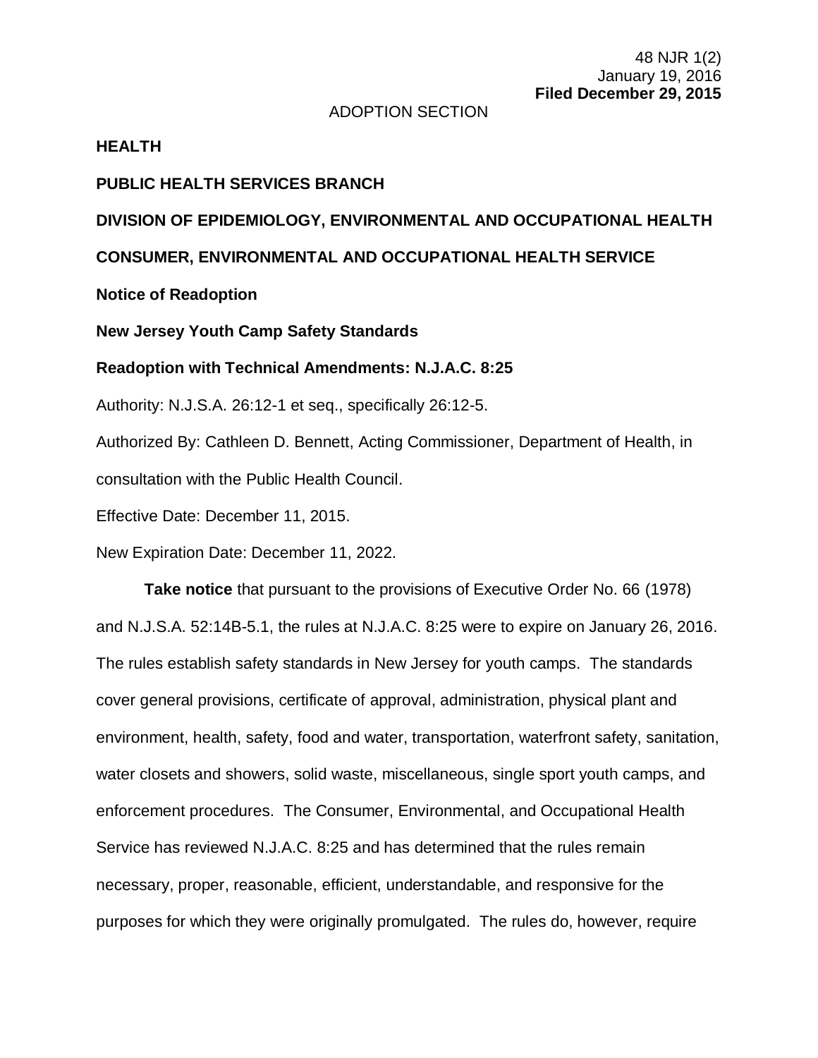48 NJR 1(2)
January 19, 2016
**Filed December 29, 2015**

ADOPTION SECTION

**HEALTH**

**PUBLIC HEALTH SERVICES BRANCH**

**DIVISION OF EPIDEMIOLOGY, ENVIRONMENTAL AND OCCUPATIONAL HEALTH**

**CONSUMER, ENVIRONMENTAL AND OCCUPATIONAL HEALTH SERVICE**

**Notice of Readoption**

**New Jersey Youth Camp Safety Standards**

**Readoption with Technical Amendments: N.J.A.C. 8:25**

Authority: N.J.S.A. 26:12-1 et seq., specifically 26:12-5.

Authorized By: Cathleen D. Bennett, Acting Commissioner, Department of Health, in consultation with the Public Health Council.

Effective Date: December 11, 2015.

New Expiration Date: December 11, 2022.

**Take notice** that pursuant to the provisions of Executive Order No. 66 (1978) and N.J.S.A. 52:14B-5.1, the rules at N.J.A.C. 8:25 were to expire on January 26, 2016. The rules establish safety standards in New Jersey for youth camps. The standards cover general provisions, certificate of approval, administration, physical plant and environment, health, safety, food and water, transportation, waterfront safety, sanitation, water closets and showers, solid waste, miscellaneous, single sport youth camps, and enforcement procedures. The Consumer, Environmental, and Occupational Health Service has reviewed N.J.A.C. 8:25 and has determined that the rules remain necessary, proper, reasonable, efficient, understandable, and responsive for the purposes for which they were originally promulgated. The rules do, however, require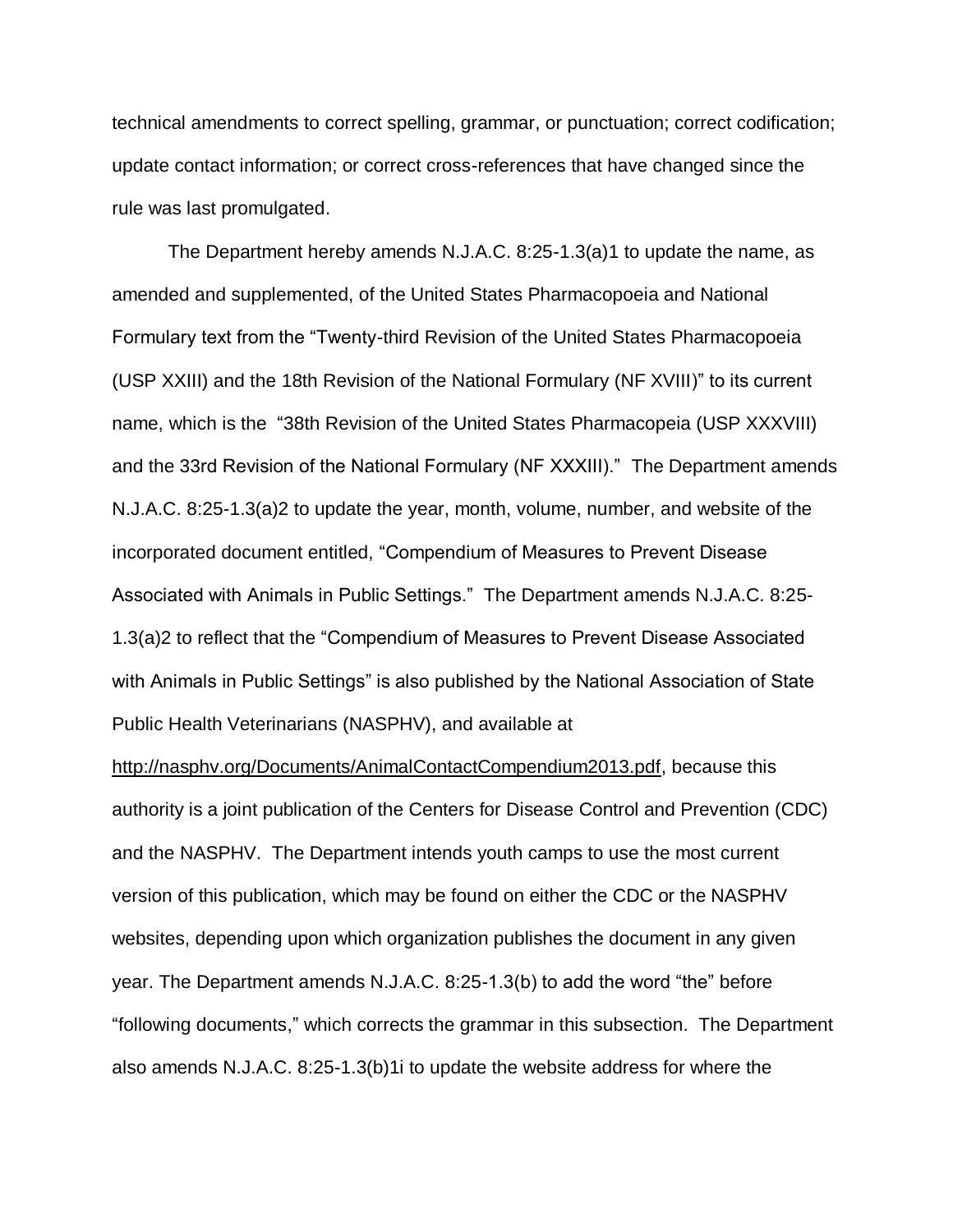technical amendments to correct spelling, grammar, or punctuation; correct codification; update contact information; or correct cross-references that have changed since the rule was last promulgated.

The Department hereby amends N.J.A.C. 8:25-1.3(a)1 to update the name, as amended and supplemented, of the United States Pharmacopoeia and National Formulary text from the "Twenty-third Revision of the United States Pharmacopoeia (USP XXIII) and the 18th Revision of the National Formulary (NF XVIII)" to its current name, which is the "38th Revision of the United States Pharmacopeia (USP XXXVIII) and the 33rd Revision of the National Formulary (NF XXXIII)." The Department amends N.J.A.C. 8:25-1.3(a)2 to update the year, month, volume, number, and website of the incorporated document entitled, "Compendium of Measures to Prevent Disease Associated with Animals in Public Settings." The Department amends N.J.A.C. 8:25-1.3(a)2 to reflect that the "Compendium of Measures to Prevent Disease Associated with Animals in Public Settings" is also published by the National Association of State Public Health Veterinarians (NASPHV), and available at http://nasphv.org/Documents/AnimalContactCompendium2013.pdf, because this authority is a joint publication of the Centers for Disease Control and Prevention (CDC) and the NASPHV. The Department intends youth camps to use the most current version of this publication, which may be found on either the CDC or the NASPHV websites, depending upon which organization publishes the document in any given year. The Department amends N.J.A.C. 8:25-1.3(b) to add the word "the" before "following documents," which corrects the grammar in this subsection. The Department also amends N.J.A.C. 8:25-1.3(b)1i to update the website address for where the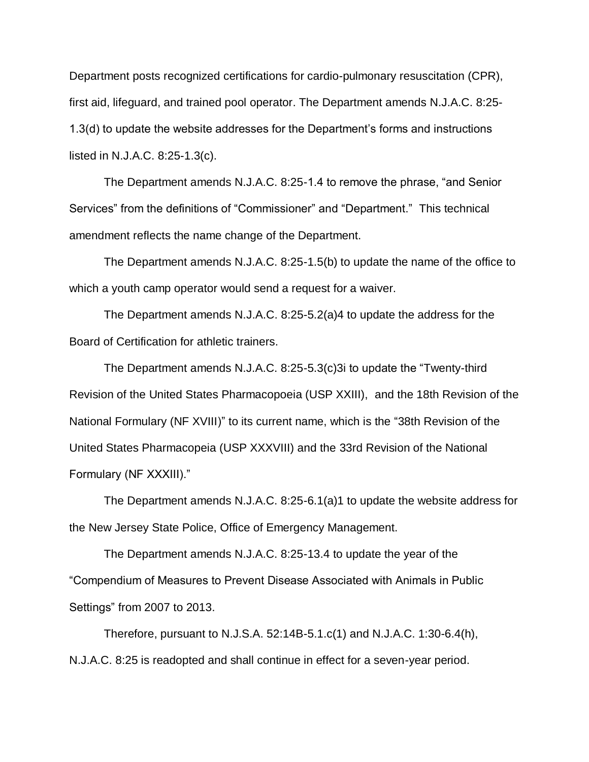Department posts recognized certifications for cardio-pulmonary resuscitation (CPR), first aid, lifeguard, and trained pool operator. The Department amends N.J.A.C. 8:25-1.3(d) to update the website addresses for the Department's forms and instructions listed in N.J.A.C. 8:25-1.3(c).

The Department amends N.J.A.C. 8:25-1.4 to remove the phrase, "and Senior Services" from the definitions of "Commissioner" and "Department." This technical amendment reflects the name change of the Department.

The Department amends N.J.A.C. 8:25-1.5(b) to update the name of the office to which a youth camp operator would send a request for a waiver.

The Department amends N.J.A.C. 8:25-5.2(a)4 to update the address for the Board of Certification for athletic trainers.

The Department amends N.J.A.C. 8:25-5.3(c)3i to update the "Twenty-third Revision of the United States Pharmacopoeia (USP XXIII), and the 18th Revision of the National Formulary (NF XVIII)" to its current name, which is the "38th Revision of the United States Pharmacopeia (USP XXXVIII) and the 33rd Revision of the National Formulary (NF XXXIII)."

The Department amends N.J.A.C. 8:25-6.1(a)1 to update the website address for the New Jersey State Police, Office of Emergency Management.

The Department amends N.J.A.C. 8:25-13.4 to update the year of the "Compendium of Measures to Prevent Disease Associated with Animals in Public Settings" from 2007 to 2013.

Therefore, pursuant to N.J.S.A. 52:14B-5.1.c(1) and N.J.A.C. 1:30-6.4(h), N.J.A.C. 8:25 is readopted and shall continue in effect for a seven-year period.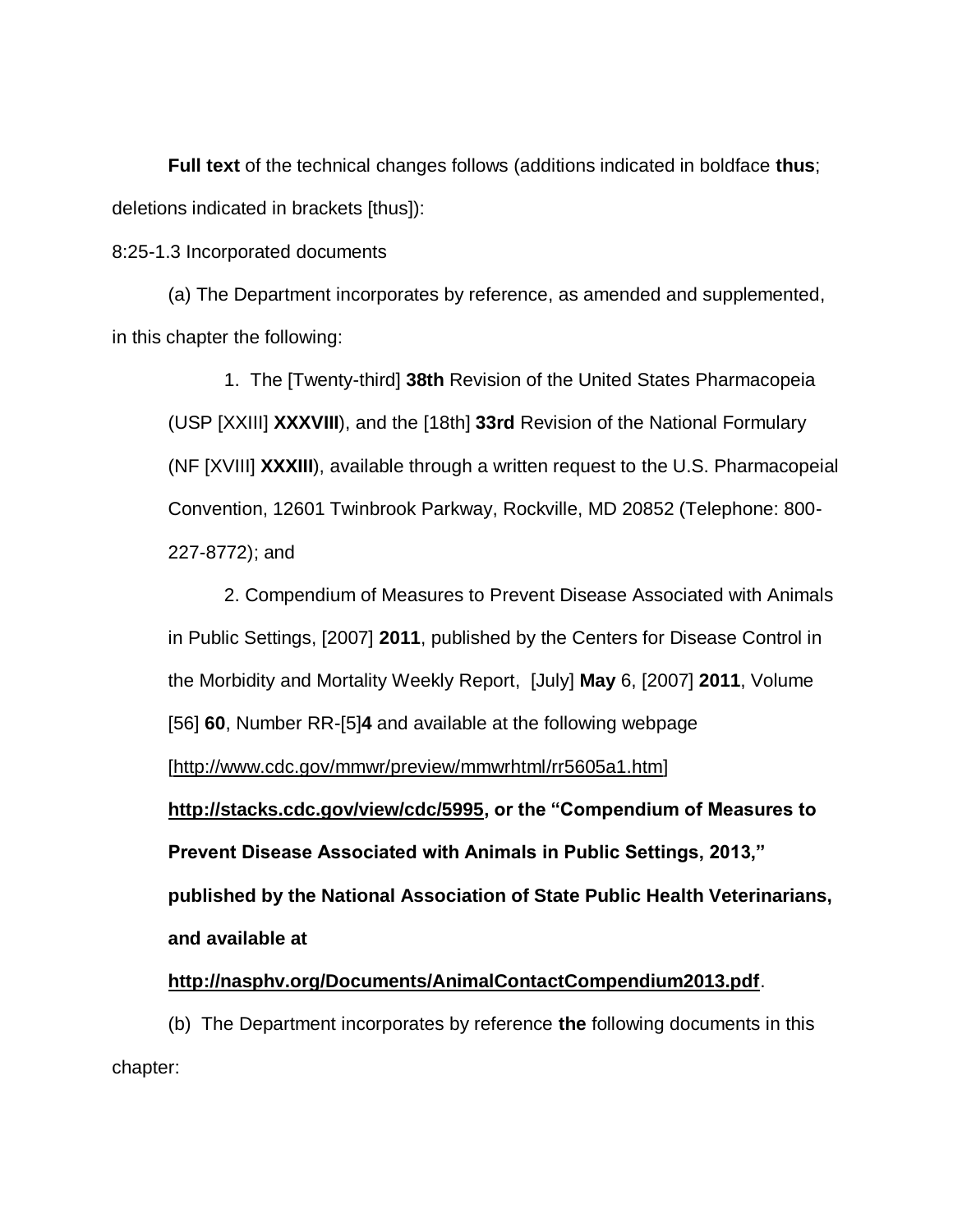**Full text** of the technical changes follows (additions indicated in boldface **thus**; deletions indicated in brackets [thus]):

8:25-1.3 Incorporated documents

(a) The Department incorporates by reference, as amended and supplemented, in this chapter the following:

1. The [Twenty-third] **38th** Revision of the United States Pharmacopeia (USP [XXIII] **XXXVIII**), and the [18th] **33rd** Revision of the National Formulary (NF [XVIII] **XXXIII**), available through a written request to the U.S. Pharmacopeial Convention, 12601 Twinbrook Parkway, Rockville, MD 20852 (Telephone: 800-227-8772); and

2. Compendium of Measures to Prevent Disease Associated with Animals in Public Settings, [2007] **2011**, published by the Centers for Disease Control in the Morbidity and Mortality Weekly Report, [July] **May** 6, [2007] **2011**, Volume [56] **60**, Number RR-[5]**4** and available at the following webpage [http://www.cdc.gov/mmwr/preview/mmwrhtml/rr5605a1.htm] **http://stacks.cdc.gov/view/cdc/5995, or the "Compendium of Measures to Prevent Disease Associated with Animals in Public Settings, 2013," published by the National Association of State Public Health Veterinarians, and available at http://nasphv.org/Documents/AnimalContactCompendium2013.pdf**.

(b) The Department incorporates by reference **the** following documents in this chapter: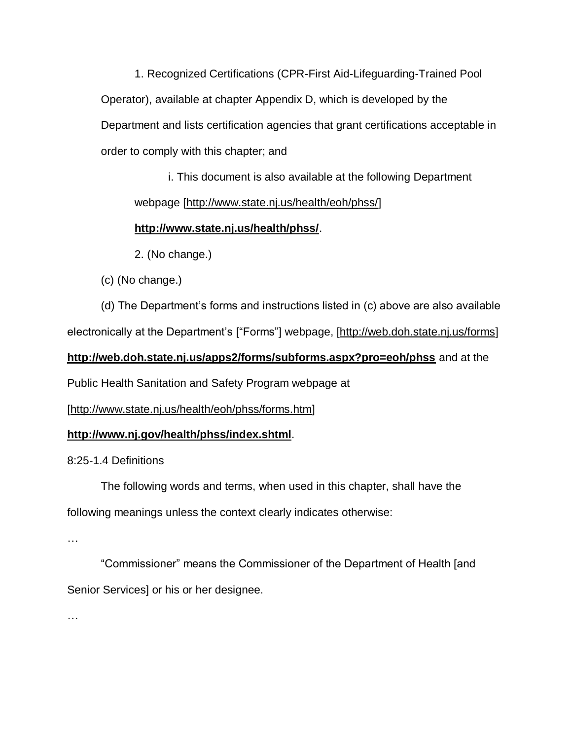1. Recognized Certifications (CPR-First Aid-Lifeguarding-Trained Pool Operator), available at chapter Appendix D, which is developed by the Department and lists certification agencies that grant certifications acceptable in order to comply with this chapter; and

i. This document is also available at the following Department webpage [http://www.state.nj.us/health/eoh/phss/] **http://www.state.nj.us/health/phss/**.

2. (No change.)

(c) (No change.)

(d) The Department's forms and instructions listed in (c) above are also available electronically at the Department's ["Forms"] webpage, [http://web.doh.state.nj.us/forms] **http://web.doh.state.nj.us/apps2/forms/subforms.aspx?pro=eoh/phss** and at the Public Health Sanitation and Safety Program webpage at [http://www.state.nj.us/health/eoh/phss/forms.htm] **http://www.nj.gov/health/phss/index.shtml**.

8:25-1.4 Definitions

The following words and terms, when used in this chapter, shall have the following meanings unless the context clearly indicates otherwise:

…

"Commissioner" means the Commissioner of the Department of Health [and Senior Services] or his or her designee.

…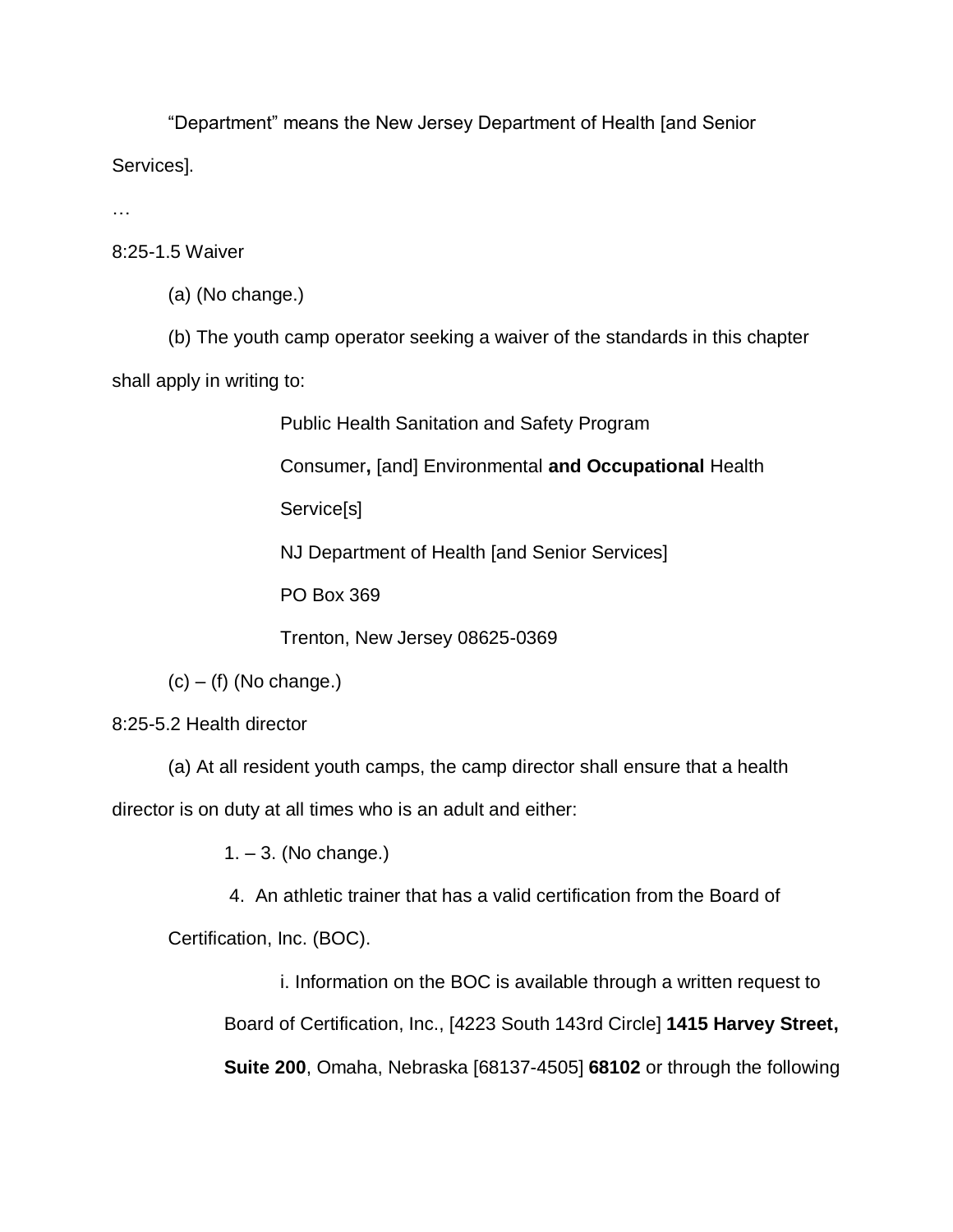“Department” means the New Jersey Department of Health [and Senior Services].

…

8:25-1.5 Waiver

(a) (No change.)

(b) The youth camp operator seeking a waiver of the standards in this chapter shall apply in writing to:

> Public Health Sanitation and Safety Program
>
> Consumer**,** [and] Environmental **and Occupational** Health Service[s]
>
> NJ Department of Health [and Senior Services]
>
> PO Box 369
>
> Trenton, New Jersey 08625-0369

(c) – (f) (No change.)

8:25-5.2 Health director

(a) At all resident youth camps, the camp director shall ensure that a health director is on duty at all times who is an adult and either:

1. – 3. (No change.)

4. An athletic trainer that has a valid certification from the Board of Certification, Inc. (BOC).

i. Information on the BOC is available through a written request to Board of Certification, Inc., [4223 South 143rd Circle] **1415 Harvey Street, Suite 200**, Omaha, Nebraska [68137-4505] **68102** or through the following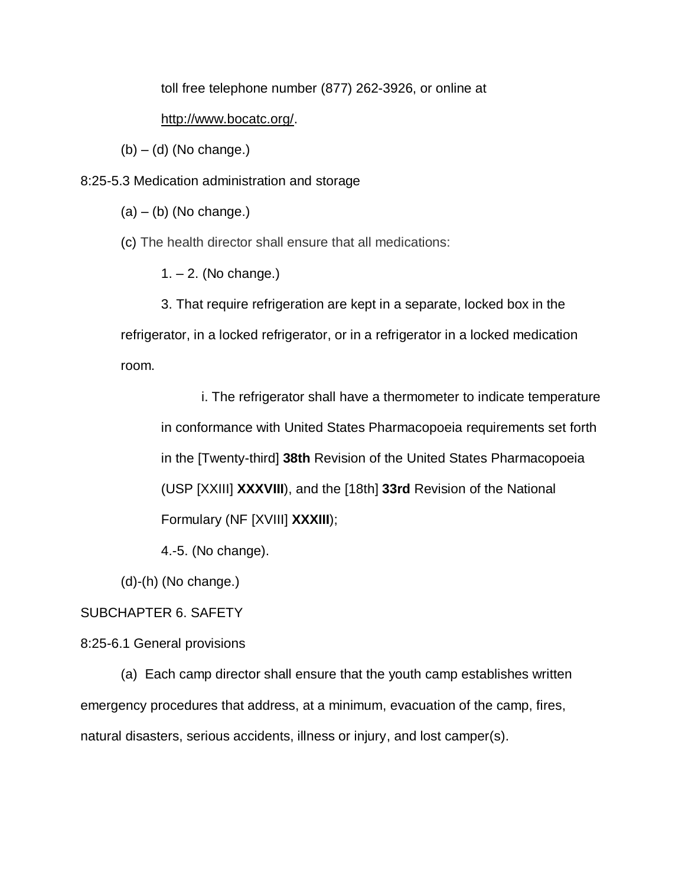toll free telephone number (877) 262-3926, or online at http://www.bocatc.org/.

(b) – (d) (No change.)

8:25-5.3 Medication administration and storage

(a) – (b) (No change.)

(c) The health director shall ensure that all medications:

1. – 2. (No change.)

3. That require refrigeration are kept in a separate, locked box in the refrigerator, in a locked refrigerator, or in a refrigerator in a locked medication room.

i. The refrigerator shall have a thermometer to indicate temperature in conformance with United States Pharmacopoeia requirements set forth in the [Twenty-third] **38th** Revision of the United States Pharmacopoeia (USP [XXIII] **XXXVIII**), and the [18th] **33rd** Revision of the National Formulary (NF [XVIII] **XXXIII**);

4.-5. (No change).

(d)-(h) (No change.)

SUBCHAPTER 6. SAFETY

8:25-6.1 General provisions

(a) Each camp director shall ensure that the youth camp establishes written emergency procedures that address, at a minimum, evacuation of the camp, fires, natural disasters, serious accidents, illness or injury, and lost camper(s).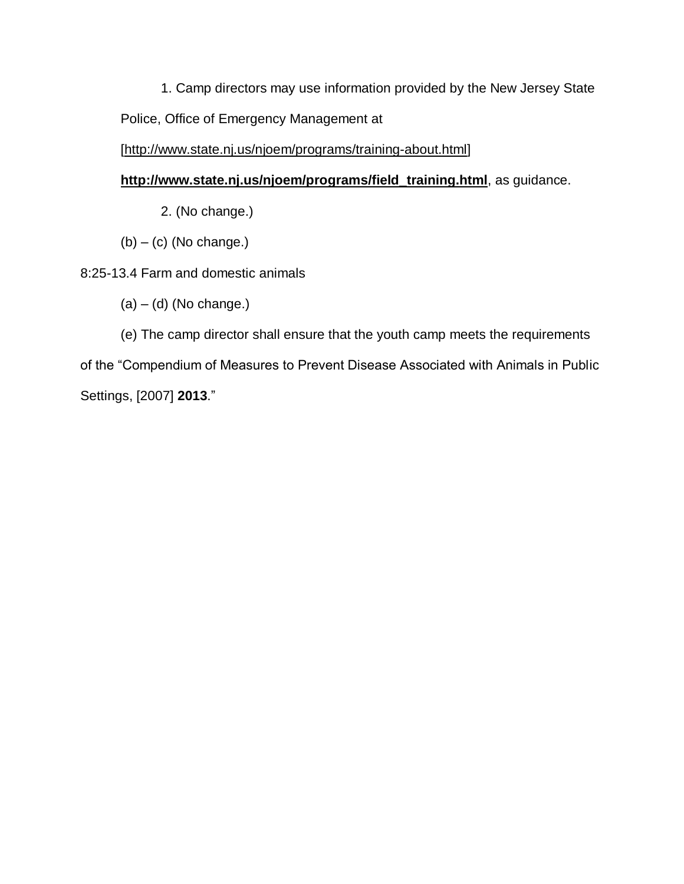1. Camp directors may use information provided by the New Jersey State Police, Office of Emergency Management at [http://www.state.nj.us/njoem/programs/training-about.html] **http://www.state.nj.us/njoem/programs/field_training.html**, as guidance.

2. (No change.)

(b) – (c) (No change.)

8:25-13.4 Farm and domestic animals

(a) – (d) (No change.)

(e) The camp director shall ensure that the youth camp meets the requirements of the "Compendium of Measures to Prevent Disease Associated with Animals in Public Settings, [2007] **2013**."